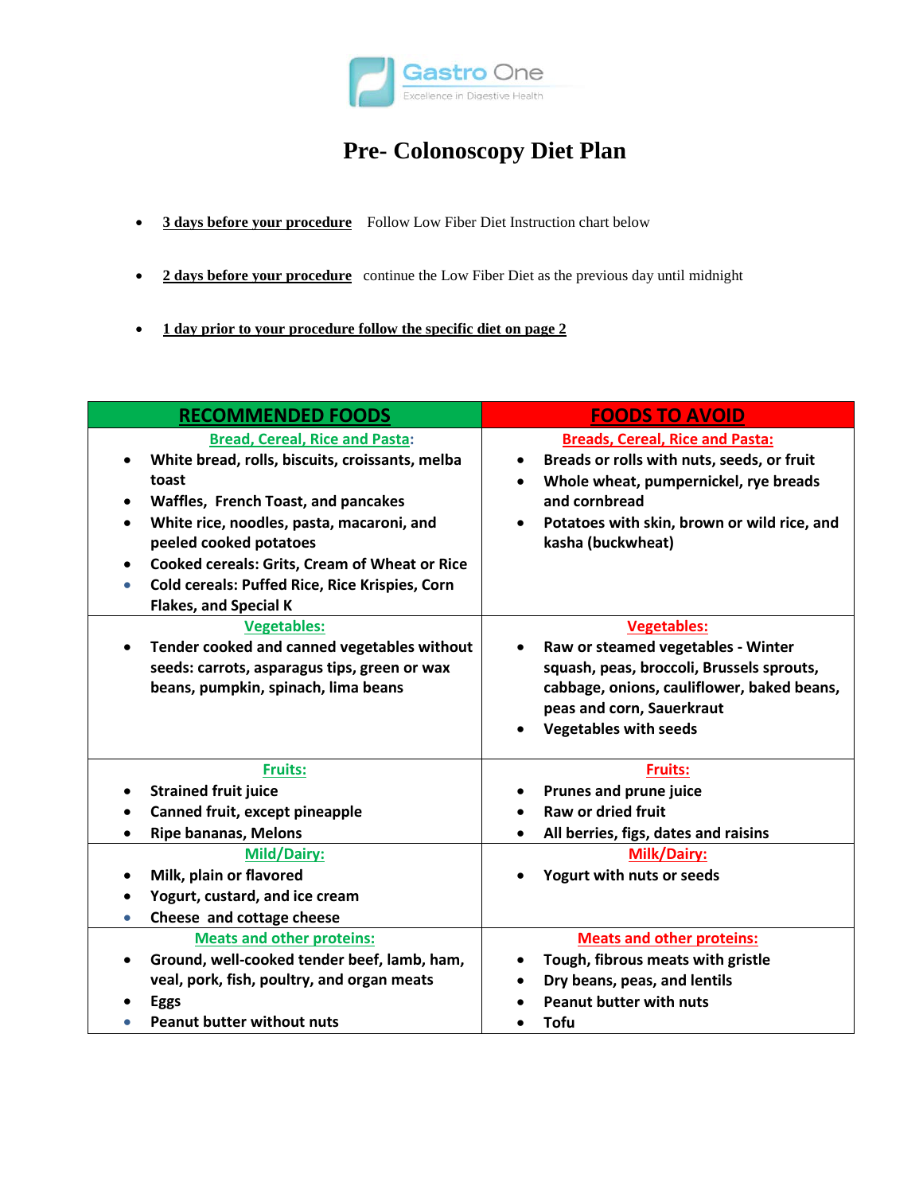Gastro One

Excellence in Digestive Health

# Pre- Colonoscopy Diet Plan

- **3 days before your procedure** Follow Low Fiber Diet Instruction chart below
- **2 days before your procedure** continue the Low Fiber Diet as the previous day until midnight
- **1 day prior to your procedure follow the specific diet on page 2**

| RECOMMENDED FOODS | FOODS TO AVOID |
|---|---|
| **Bread, Cereal, Rice and Pasta:**<br>• White bread, rolls, biscuits, croissants, melba toast<br>• Waffles, French Toast, and pancakes<br>• White rice, noodles, pasta, macaroni, and peeled cooked potatoes<br>• Cooked cereals: Grits, Cream of Wheat or Rice<br>• Cold cereals: Puffed Rice, Rice Krispies, Corn Flakes, and Special K | **Breads, Cereal, Rice and Pasta:**<br>• Breads or rolls with nuts, seeds, or fruit<br>• Whole wheat, pumpernickel, rye breads and cornbread<br>• Potatoes with skin, brown or wild rice, and kasha (buckwheat) |
| **Vegetables:**<br>• Tender cooked and canned vegetables without seeds: carrots, asparagus tips, green or wax beans, pumpkin, spinach, lima beans | **Vegetables:**<br>• Raw or steamed vegetables - Winter squash, peas, broccoli, Brussels sprouts, cabbage, onions, cauliflower, baked beans, peas and corn, Sauerkraut<br>• Vegetables with seeds |
| **Fruits:**<br>• Strained fruit juice<br>• Canned fruit, except pineapple<br>• Ripe bananas, Melons | **Fruits:**<br>• Prunes and prune juice<br>• Raw or dried fruit<br>• All berries, figs, dates and raisins |
| **Mild/Dairy:**<br>• Milk, plain or flavored<br>• Yogurt, custard, and ice cream<br>• Cheese and cottage cheese | **Milk/Dairy:**<br>• Yogurt with nuts or seeds |
| **Meats and other proteins:**<br>• Ground, well-cooked tender beef, lamb, ham, veal, pork, fish, poultry, and organ meats<br>• Eggs<br>• Peanut butter without nuts | **Meats and other proteins:**<br>• Tough, fibrous meats with gristle<br>• Dry beans, peas, and lentils<br>• Peanut butter with nuts<br>• Tofu |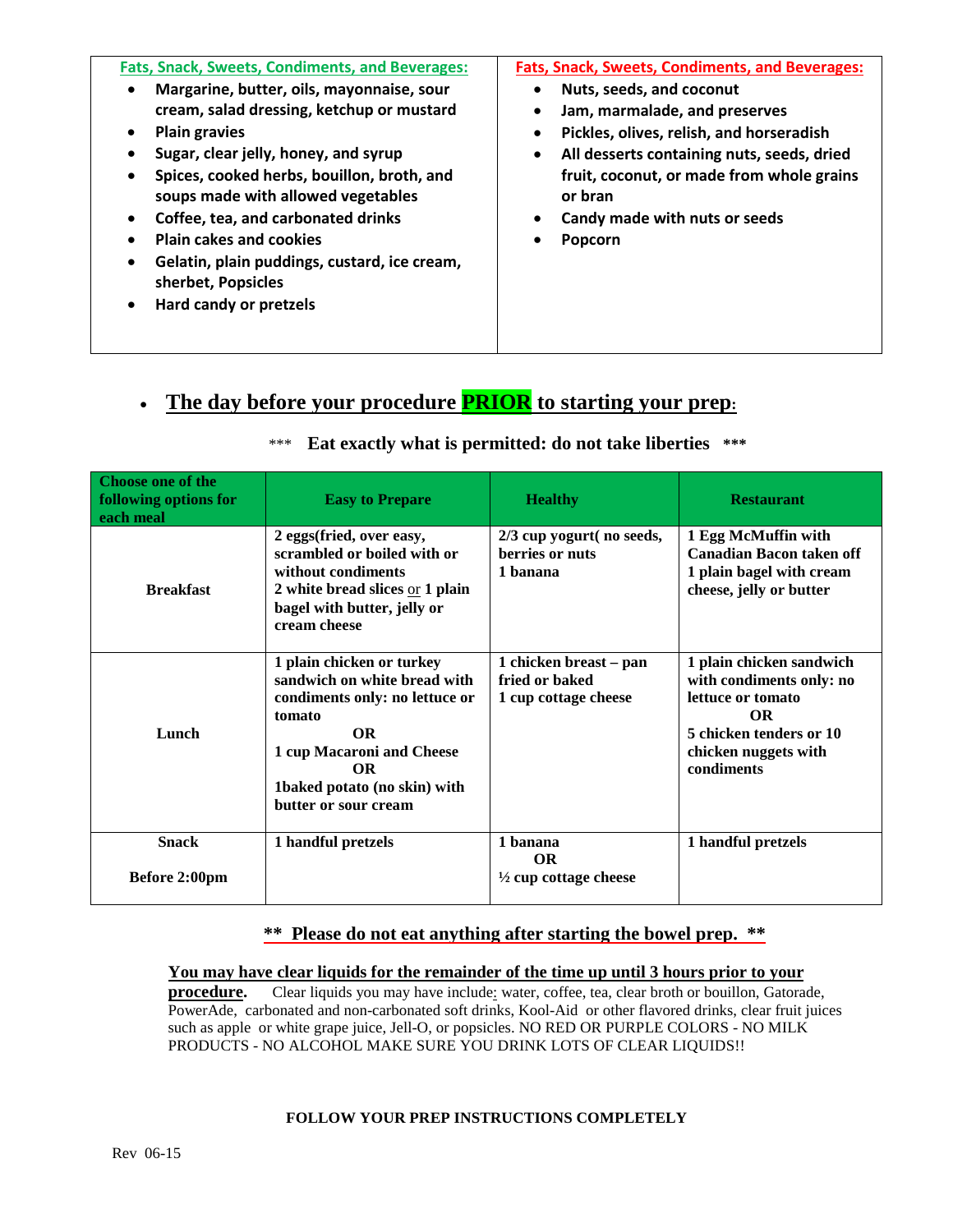| Fats, Snack, Sweets, Condiments, and Beverages: | Fats, Snack, Sweets, Condiments, and Beverages: |
|---|---|
| • Margarine, butter, oils, mayonnaise, sour cream, salad dressing, ketchup or mustard<br>• Plain gravies<br>• Sugar, clear jelly, honey, and syrup<br>• Spices, cooked herbs, bouillon, broth, and soups made with allowed vegetables<br>• Coffee, tea, and carbonated drinks<br>• Plain cakes and cookies<br>• Gelatin, plain puddings, custard, ice cream, sherbet, Popsicles<br>• Hard candy or pretzels | • Nuts, seeds, and coconut<br>• Jam, marmalade, and preserves<br>• Pickles, olives, relish, and horseradish<br>• All desserts containing nuts, seeds, dried fruit, coconut, or made from whole grains or bran<br>• Candy made with nuts or seeds<br>• Popcorn |

- **The day before your procedure PRIOR to starting your prep:**

*** **Eat exactly what is permitted: do not take liberties** ***

| Choose one of the following options for each meal | Easy to Prepare | Healthy | Restaurant |
|---|---|---|---|
| **Breakfast** | 2 eggs(fried, over easy, scrambled or boiled with or without condiments<br>2 white bread slices or 1 plain bagel with butter, jelly or cream cheese | 2/3 cup yogurt( no seeds, berries or nuts<br>1 banana | 1 Egg McMuffin with Canadian Bacon taken off<br>1 plain bagel with cream cheese, jelly or butter |
| **Lunch** | 1 plain chicken or turkey sandwich on white bread with condiments only: no lettuce or tomato<br>**OR**<br>1 cup Macaroni and Cheese<br>**OR**<br>1baked potato (no skin) with butter or sour cream | 1 chicken breast – pan fried or baked<br>1 cup cottage cheese | 1 plain chicken sandwich with condiments only: no lettuce or tomato<br>**OR**<br>5 chicken tenders or 10 chicken nuggets with condiments |
| **Snack**<br><br>**Before 2:00pm** | 1 handful pretzels | 1 banana<br>**OR**<br>½ cup cottage cheese | 1 handful pretzels |

**** Please do not eat anything after starting the bowel prep. ****

**You may have clear liquids for the remainder of the time up until 3 hours prior to your procedure.** Clear liquids you may have include: water, coffee, tea, clear broth or bouillon, Gatorade, PowerAde, carbonated and non-carbonated soft drinks, Kool-Aid or other flavored drinks, clear fruit juices such as apple or white grape juice, Jell-O, or popsicles. NO RED OR PURPLE COLORS - NO MILK PRODUCTS - NO ALCOHOL MAKE SURE YOU DRINK LOTS OF CLEAR LIQUIDS!!

**FOLLOW YOUR PREP INSTRUCTIONS COMPLETELY**

Rev 06-15